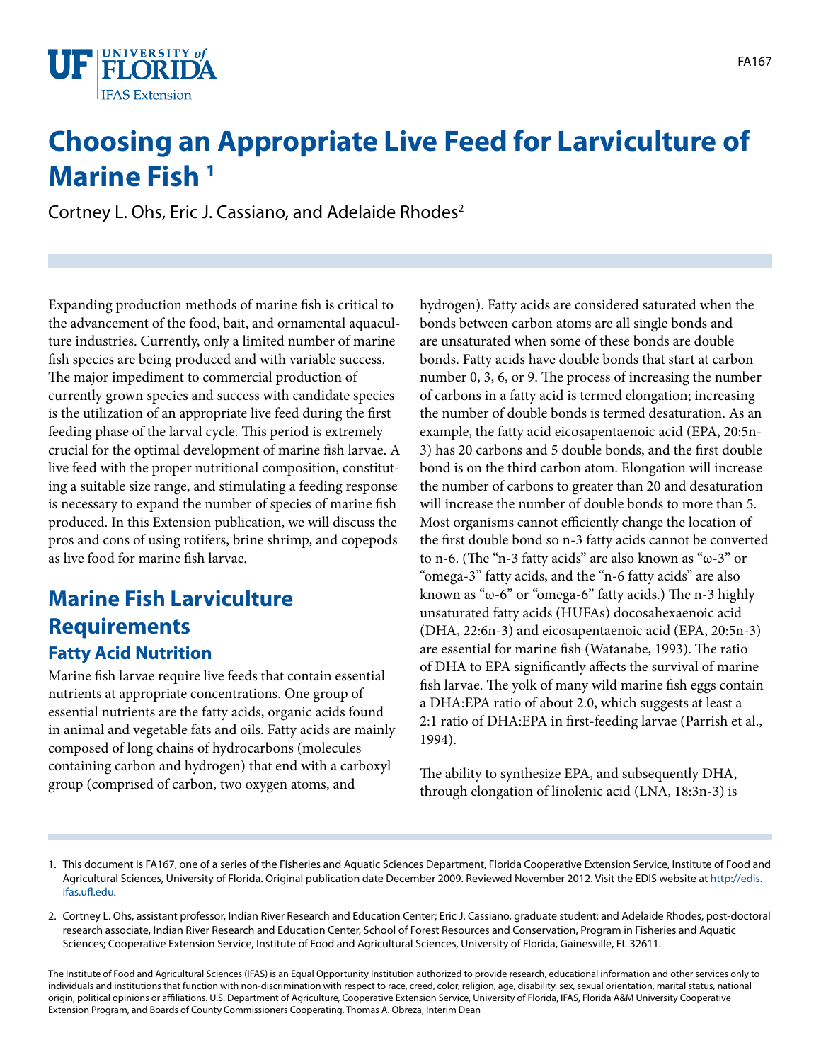# Choosing an Appropriate Live Feed for Larviculture of Marine Fish [1]

Cortney L. Ohs, Eric J. Cassiano, and Adelaide Rhodes[2]

Expanding production methods of marine fish is critical to the advancement of the food, bait, and ornamental aquaculture industries. Currently, only a limited number of marine fish species are being produced and with variable success. The major impediment to commercial production of currently grown species and success with candidate species is the utilization of an appropriate live feed during the first feeding phase of the larval cycle. This period is extremely crucial for the optimal development of marine fish larvae. A live feed with the proper nutritional composition, constituting a suitable size range, and stimulating a feeding response is necessary to expand the number of species of marine fish produced. In this Extension publication, we will discuss the pros and cons of using rotifers, brine shrimp, and copepods as live food for marine fish larvae.

## Marine Fish Larviculture Requirements

### Fatty Acid Nutrition

Marine fish larvae require live feeds that contain essential nutrients at appropriate concentrations. One group of essential nutrients are the fatty acids, organic acids found in animal and vegetable fats and oils. Fatty acids are mainly composed of long chains of hydrocarbons (molecules containing carbon and hydrogen) that end with a carboxyl group (comprised of carbon, two oxygen atoms, and hydrogen). Fatty acids are considered saturated when the bonds between carbon atoms are all single bonds and are unsaturated when some of these bonds are double bonds. Fatty acids have double bonds that start at carbon number 0, 3, 6, or 9. The process of increasing the number of carbons in a fatty acid is termed elongation; increasing the number of double bonds is termed desaturation. As an example, the fatty acid eicosapentaenoic acid (EPA, 20:5n-3) has 20 carbons and 5 double bonds, and the first double bond is on the third carbon atom. Elongation will increase the number of carbons to greater than 20 and desaturation will increase the number of double bonds to more than 5. Most organisms cannot efficiently change the location of the first double bond so n-3 fatty acids cannot be converted to n-6. (The "n-3 fatty acids" are also known as "ω-3" or "omega-3" fatty acids, and the "n-6 fatty acids" are also known as "ω-6" or "omega-6" fatty acids.) The n-3 highly unsaturated fatty acids (HUFAs) docosahexaenoic acid (DHA, 22:6n-3) and eicosapentaenoic acid (EPA, 20:5n-3) are essential for marine fish (Watanabe, 1993). The ratio of DHA to EPA significantly affects the survival of marine fish larvae. The yolk of many wild marine fish eggs contain a DHA:EPA ratio of about 2.0, which suggests at least a 2:1 ratio of DHA:EPA in first-feeding larvae (Parrish et al., 1994).

The ability to synthesize EPA, and subsequently DHA, through elongation of linolenic acid (LNA, 18:3n-3) is

---

1. This document is FA167, one of a series of the Fisheries and Aquatic Sciences Department, Florida Cooperative Extension Service, Institute of Food and Agricultural Sciences, University of Florida. Original publication date December 2009. Reviewed November 2012. Visit the EDIS website at http://edis.ifas.ufl.edu.

2. Cortney L. Ohs, assistant professor, Indian River Research and Education Center; Eric J. Cassiano, graduate student; and Adelaide Rhodes, post-doctoral research associate, Indian River Research and Education Center, School of Forest Resources and Conservation, Program in Fisheries and Aquatic Sciences; Cooperative Extension Service, Institute of Food and Agricultural Sciences, University of Florida, Gainesville, FL 32611.

The Institute of Food and Agricultural Sciences (IFAS) is an Equal Opportunity Institution authorized to provide research, educational information and other services only to individuals and institutions that function with non-discrimination with respect to race, creed, color, religion, age, disability, sex, sexual orientation, marital status, national origin, political opinions or affiliations. U.S. Department of Agriculture, Cooperative Extension Service, University of Florida, IFAS, Florida A&M University Cooperative Extension Program, and Boards of County Commissioners Cooperating. Thomas A. Obreza, Interim Dean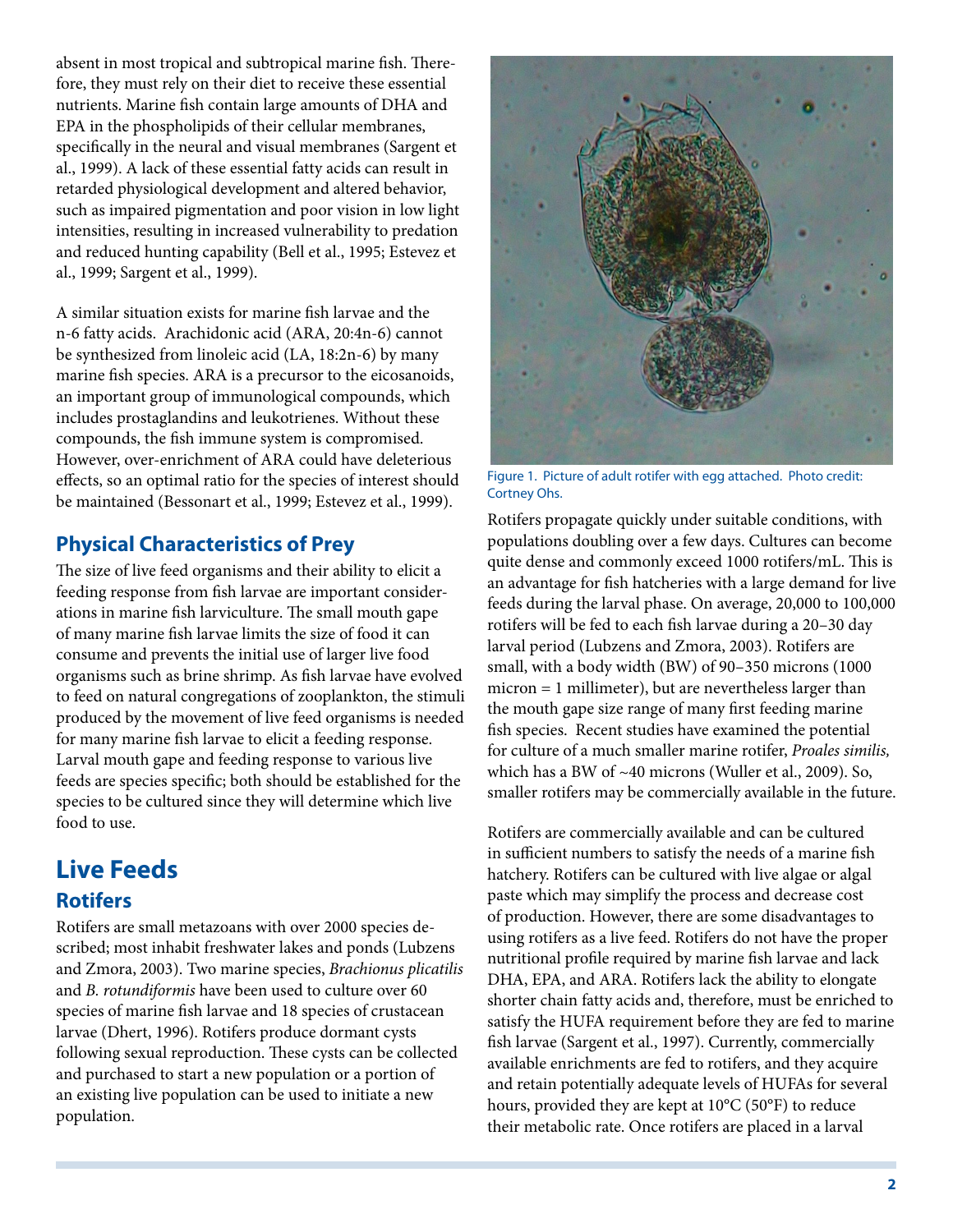absent in most tropical and subtropical marine fish. Therefore, they must rely on their diet to receive these essential nutrients. Marine fish contain large amounts of DHA and EPA in the phospholipids of their cellular membranes, specifically in the neural and visual membranes (Sargent et al., 1999). A lack of these essential fatty acids can result in retarded physiological development and altered behavior, such as impaired pigmentation and poor vision in low light intensities, resulting in increased vulnerability to predation and reduced hunting capability (Bell et al., 1995; Estevez et al., 1999; Sargent et al., 1999).

A similar situation exists for marine fish larvae and the n-6 fatty acids. Arachidonic acid (ARA, 20:4n-6) cannot be synthesized from linoleic acid (LA, 18:2n-6) by many marine fish species. ARA is a precursor to the eicosanoids, an important group of immunological compounds, which includes prostaglandins and leukotrienes. Without these compounds, the fish immune system is compromised. However, over-enrichment of ARA could have deleterious effects, so an optimal ratio for the species of interest should be maintained (Bessonart et al., 1999; Estevez et al., 1999).

## Physical Characteristics of Prey

The size of live feed organisms and their ability to elicit a feeding response from fish larvae are important considerations in marine fish larviculture. The small mouth gape of many marine fish larvae limits the size of food it can consume and prevents the initial use of larger live food organisms such as brine shrimp. As fish larvae have evolved to feed on natural congregations of zooplankton, the stimuli produced by the movement of live feed organisms is needed for many marine fish larvae to elicit a feeding response. Larval mouth gape and feeding response to various live feeds are species specific; both should be established for the species to be cultured since they will determine which live food to use.

# Live Feeds

## Rotifers

Rotifers are small metazoans with over 2000 species described; most inhabit freshwater lakes and ponds (Lubzens and Zmora, 2003). Two marine species, *Brachionus plicatilis* and *B. rotundiformis* have been used to culture over 60 species of marine fish larvae and 18 species of crustacean larvae (Dhert, 1996). Rotifers produce dormant cysts following sexual reproduction. These cysts can be collected and purchased to start a new population or a portion of an existing live population can be used to initiate a new population.

Figure 1. Picture of adult rotifer with egg attached. Photo credit: Cortney Ohs.

Rotifers propagate quickly under suitable conditions, with populations doubling over a few days. Cultures can become quite dense and commonly exceed 1000 rotifers/mL. This is an advantage for fish hatcheries with a large demand for live feeds during the larval phase. On average, 20,000 to 100,000 rotifers will be fed to each fish larvae during a 20–30 day larval period (Lubzens and Zmora, 2003). Rotifers are small, with a body width (BW) of 90–350 microns (1000 micron = 1 millimeter), but are nevertheless larger than the mouth gape size range of many first feeding marine fish species. Recent studies have examined the potential for culture of a much smaller marine rotifer, *Proales similis,* which has a BW of ~40 microns (Wuller et al., 2009). So, smaller rotifers may be commercially available in the future.

Rotifers are commercially available and can be cultured in sufficient numbers to satisfy the needs of a marine fish hatchery. Rotifers can be cultured with live algae or algal paste which may simplify the process and decrease cost of production. However, there are some disadvantages to using rotifers as a live feed. Rotifers do not have the proper nutritional profile required by marine fish larvae and lack DHA, EPA, and ARA. Rotifers lack the ability to elongate shorter chain fatty acids and, therefore, must be enriched to satisfy the HUFA requirement before they are fed to marine fish larvae (Sargent et al., 1997). Currently, commercially available enrichments are fed to rotifers, and they acquire and retain potentially adequate levels of HUFAs for several hours, provided they are kept at 10°C (50°F) to reduce their metabolic rate. Once rotifers are placed in a larval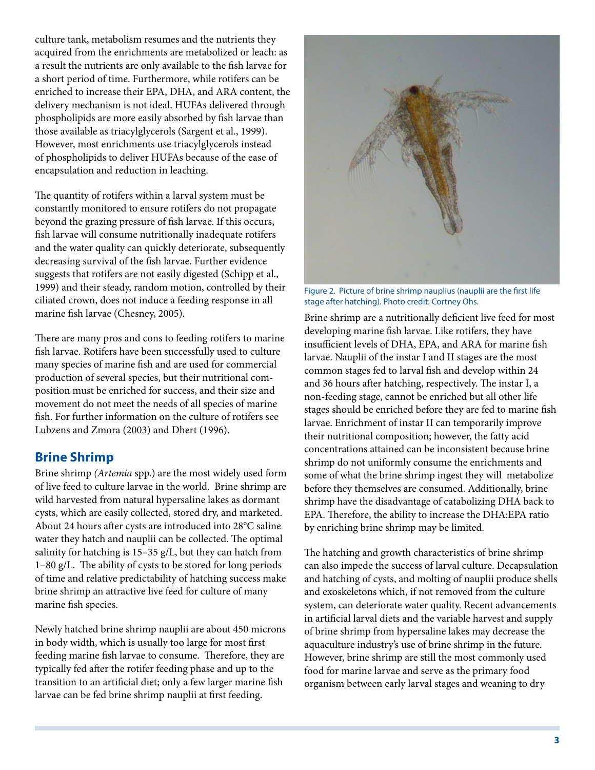culture tank, metabolism resumes and the nutrients they acquired from the enrichments are metabolized or leach: as a result the nutrients are only available to the fish larvae for a short period of time. Furthermore, while rotifers can be enriched to increase their EPA, DHA, and ARA content, the delivery mechanism is not ideal. HUFAs delivered through phospholipids are more easily absorbed by fish larvae than those available as triacylglycerols (Sargent et al., 1999). However, most enrichments use triacylglycerols instead of phospholipids to deliver HUFAs because of the ease of encapsulation and reduction in leaching.

The quantity of rotifers within a larval system must be constantly monitored to ensure rotifers do not propagate beyond the grazing pressure of fish larvae. If this occurs, fish larvae will consume nutritionally inadequate rotifers and the water quality can quickly deteriorate, subsequently decreasing survival of the fish larvae. Further evidence suggests that rotifers are not easily digested (Schipp et al., 1999) and their steady, random motion, controlled by their ciliated crown, does not induce a feeding response in all marine fish larvae (Chesney, 2005).

There are many pros and cons to feeding rotifers to marine fish larvae. Rotifers have been successfully used to culture many species of marine fish and are used for commercial production of several species, but their nutritional composition must be enriched for success, and their size and movement do not meet the needs of all species of marine fish. For further information on the culture of rotifers see Lubzens and Zmora (2003) and Dhert (1996).

## Brine Shrimp

Brine shrimp *(Artemia* spp.) are the most widely used form of live feed to culture larvae in the world. Brine shrimp are wild harvested from natural hypersaline lakes as dormant cysts, which are easily collected, stored dry, and marketed. About 24 hours after cysts are introduced into 28°C saline water they hatch and nauplii can be collected. The optimal salinity for hatching is 15–35 g/L, but they can hatch from 1–80 g/L. The ability of cysts to be stored for long periods of time and relative predictability of hatching success make brine shrimp an attractive live feed for culture of many marine fish species.

Newly hatched brine shrimp nauplii are about 450 microns in body width, which is usually too large for most first feeding marine fish larvae to consume. Therefore, they are typically fed after the rotifer feeding phase and up to the transition to an artificial diet; only a few larger marine fish larvae can be fed brine shrimp nauplii at first feeding.

Figure 2. Picture of brine shrimp nauplius (nauplii are the first life stage after hatching). Photo credit: Cortney Ohs.

Brine shrimp are a nutritionally deficient live feed for most developing marine fish larvae. Like rotifers, they have insufficient levels of DHA, EPA, and ARA for marine fish larvae. Nauplii of the instar I and II stages are the most common stages fed to larval fish and develop within 24 and 36 hours after hatching, respectively. The instar I, a non-feeding stage, cannot be enriched but all other life stages should be enriched before they are fed to marine fish larvae. Enrichment of instar II can temporarily improve their nutritional composition; however, the fatty acid concentrations attained can be inconsistent because brine shrimp do not uniformly consume the enrichments and some of what the brine shrimp ingest they will metabolize before they themselves are consumed. Additionally, brine shrimp have the disadvantage of catabolizing DHA back to EPA. Therefore, the ability to increase the DHA:EPA ratio by enriching brine shrimp may be limited.

The hatching and growth characteristics of brine shrimp can also impede the success of larval culture. Decapsulation and hatching of cysts, and molting of nauplii produce shells and exoskeletons which, if not removed from the culture system, can deteriorate water quality. Recent advancements in artificial larval diets and the variable harvest and supply of brine shrimp from hypersaline lakes may decrease the aquaculture industry's use of brine shrimp in the future. However, brine shrimp are still the most commonly used food for marine larvae and serve as the primary food organism between early larval stages and weaning to dry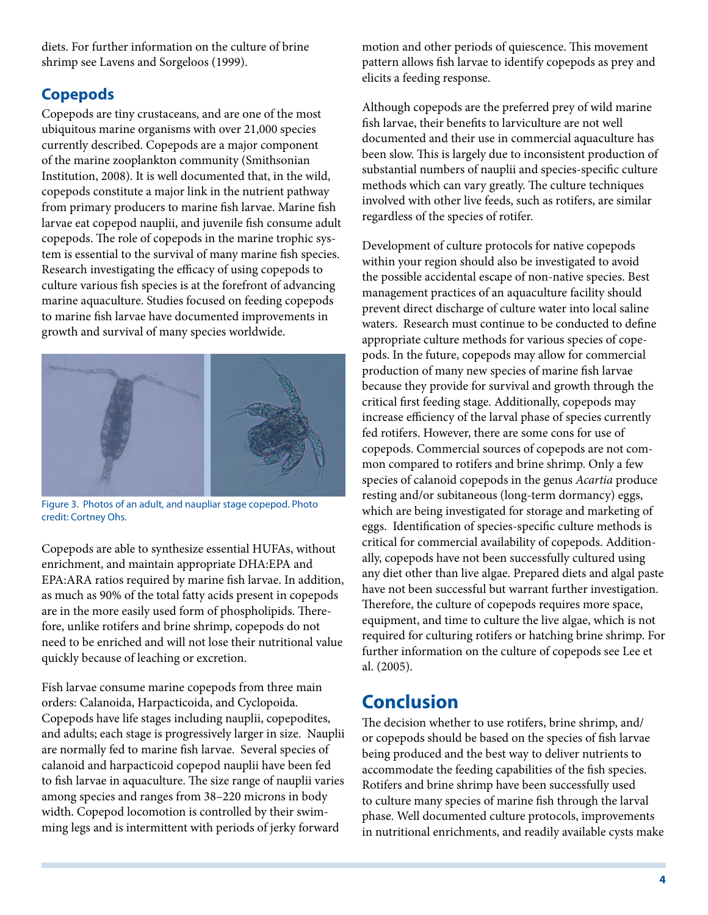diets. For further information on the culture of brine shrimp see Lavens and Sorgeloos (1999).

## Copepods

Copepods are tiny crustaceans, and are one of the most ubiquitous marine organisms with over 21,000 species currently described. Copepods are a major component of the marine zooplankton community (Smithsonian Institution, 2008). It is well documented that, in the wild, copepods constitute a major link in the nutrient pathway from primary producers to marine fish larvae. Marine fish larvae eat copepod nauplii, and juvenile fish consume adult copepods. The role of copepods in the marine trophic system is essential to the survival of many marine fish species. Research investigating the efficacy of using copepods to culture various fish species is at the forefront of advancing marine aquaculture. Studies focused on feeding copepods to marine fish larvae have documented improvements in growth and survival of many species worldwide.

Figure 3. Photos of an adult, and naupliar stage copepod. Photo credit: Cortney Ohs.

Copepods are able to synthesize essential HUFAs, without enrichment, and maintain appropriate DHA:EPA and EPA:ARA ratios required by marine fish larvae. In addition, as much as 90% of the total fatty acids present in copepods are in the more easily used form of phospholipids. Therefore, unlike rotifers and brine shrimp, copepods do not need to be enriched and will not lose their nutritional value quickly because of leaching or excretion.

Fish larvae consume marine copepods from three main orders: Calanoida, Harpacticoida, and Cyclopoida. Copepods have life stages including nauplii, copepodites, and adults; each stage is progressively larger in size. Nauplii are normally fed to marine fish larvae. Several species of calanoid and harpacticoid copepod nauplii have been fed to fish larvae in aquaculture. The size range of nauplii varies among species and ranges from 38–220 microns in body width. Copepod locomotion is controlled by their swimming legs and is intermittent with periods of jerky forward motion and other periods of quiescence. This movement pattern allows fish larvae to identify copepods as prey and elicits a feeding response.

Although copepods are the preferred prey of wild marine fish larvae, their benefits to larviculture are not well documented and their use in commercial aquaculture has been slow. This is largely due to inconsistent production of substantial numbers of nauplii and species-specific culture methods which can vary greatly. The culture techniques involved with other live feeds, such as rotifers, are similar regardless of the species of rotifer.

Development of culture protocols for native copepods within your region should also be investigated to avoid the possible accidental escape of non-native species. Best management practices of an aquaculture facility should prevent direct discharge of culture water into local saline waters. Research must continue to be conducted to define appropriate culture methods for various species of copepods. In the future, copepods may allow for commercial production of many new species of marine fish larvae because they provide for survival and growth through the critical first feeding stage. Additionally, copepods may increase efficiency of the larval phase of species currently fed rotifers. However, there are some cons for use of copepods. Commercial sources of copepods are not common compared to rotifers and brine shrimp. Only a few species of calanoid copepods in the genus *Acartia* produce resting and/or subitaneous (long-term dormancy) eggs, which are being investigated for storage and marketing of eggs. Identification of species-specific culture methods is critical for commercial availability of copepods. Additionally, copepods have not been successfully cultured using any diet other than live algae. Prepared diets and algal paste have not been successful but warrant further investigation. Therefore, the culture of copepods requires more space, equipment, and time to culture the live algae, which is not required for culturing rotifers or hatching brine shrimp. For further information on the culture of copepods see Lee et al. (2005).

# Conclusion

The decision whether to use rotifers, brine shrimp, and/or copepods should be based on the species of fish larvae being produced and the best way to deliver nutrients to accommodate the feeding capabilities of the fish species. Rotifers and brine shrimp have been successfully used to culture many species of marine fish through the larval phase. Well documented culture protocols, improvements in nutritional enrichments, and readily available cysts make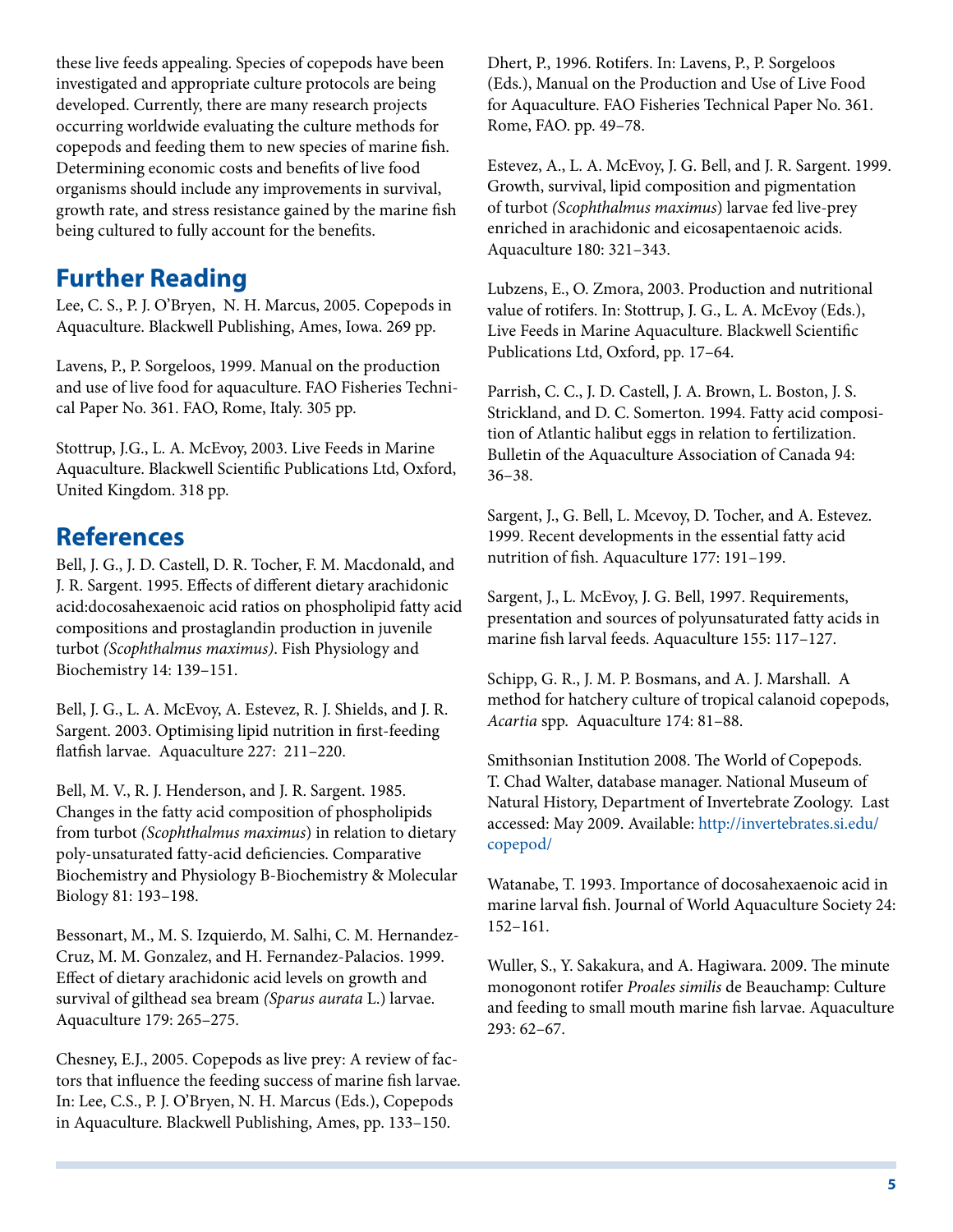these live feeds appealing. Species of copepods have been investigated and appropriate culture protocols are being developed. Currently, there are many research projects occurring worldwide evaluating the culture methods for copepods and feeding them to new species of marine fish. Determining economic costs and benefits of live food organisms should include any improvements in survival, growth rate, and stress resistance gained by the marine fish being cultured to fully account for the benefits.

## Further Reading

Lee, C. S., P. J. O'Bryen, N. H. Marcus, 2005. Copepods in Aquaculture. Blackwell Publishing, Ames, Iowa. 269 pp.

Lavens, P., P. Sorgeloos, 1999. Manual on the production and use of live food for aquaculture. FAO Fisheries Technical Paper No. 361. FAO, Rome, Italy. 305 pp.

Stottrup, J.G., L. A. McEvoy, 2003. Live Feeds in Marine Aquaculture. Blackwell Scientific Publications Ltd, Oxford, United Kingdom. 318 pp.

## References

Bell, J. G., J. D. Castell, D. R. Tocher, F. M. Macdonald, and J. R. Sargent. 1995. Effects of different dietary arachidonic acid:docosahexaenoic acid ratios on phospholipid fatty acid compositions and prostaglandin production in juvenile turbot *(Scophthalmus maximus)*. Fish Physiology and Biochemistry 14: 139–151.

Bell, J. G., L. A. McEvoy, A. Estevez, R. J. Shields, and J. R. Sargent. 2003. Optimising lipid nutrition in first-feeding flatfish larvae. Aquaculture 227: 211–220.

Bell, M. V., R. J. Henderson, and J. R. Sargent. 1985. Changes in the fatty acid composition of phospholipids from turbot *(Scophthalmus maximus*) in relation to dietary poly-unsaturated fatty-acid deficiencies. Comparative Biochemistry and Physiology B-Biochemistry & Molecular Biology 81: 193–198.

Bessonart, M., M. S. Izquierdo, M. Salhi, C. M. Hernandez-Cruz, M. M. Gonzalez, and H. Fernandez-Palacios. 1999. Effect of dietary arachidonic acid levels on growth and survival of gilthead sea bream *(Sparus aurata* L.) larvae. Aquaculture 179: 265–275.

Chesney, E.J., 2005. Copepods as live prey: A review of factors that influence the feeding success of marine fish larvae. In: Lee, C.S., P. J. O'Bryen, N. H. Marcus (Eds.), Copepods in Aquaculture. Blackwell Publishing, Ames, pp. 133–150.

Dhert, P., 1996. Rotifers. In: Lavens, P., P. Sorgeloos (Eds.), Manual on the Production and Use of Live Food for Aquaculture. FAO Fisheries Technical Paper No. 361. Rome, FAO. pp. 49–78.

Estevez, A., L. A. McEvoy, J. G. Bell, and J. R. Sargent. 1999. Growth, survival, lipid composition and pigmentation of turbot *(Scophthalmus maximus*) larvae fed live-prey enriched in arachidonic and eicosapentaenoic acids. Aquaculture 180: 321–343.

Lubzens, E., O. Zmora, 2003. Production and nutritional value of rotifers. In: Stottrup, J. G., L. A. McEvoy (Eds.), Live Feeds in Marine Aquaculture. Blackwell Scientific Publications Ltd, Oxford, pp. 17–64.

Parrish, C. C., J. D. Castell, J. A. Brown, L. Boston, J. S. Strickland, and D. C. Somerton. 1994. Fatty acid composition of Atlantic halibut eggs in relation to fertilization. Bulletin of the Aquaculture Association of Canada 94: 36–38.

Sargent, J., G. Bell, L. Mcevoy, D. Tocher, and A. Estevez. 1999. Recent developments in the essential fatty acid nutrition of fish. Aquaculture 177: 191–199.

Sargent, J., L. McEvoy, J. G. Bell, 1997. Requirements, presentation and sources of polyunsaturated fatty acids in marine fish larval feeds. Aquaculture 155: 117–127.

Schipp, G. R., J. M. P. Bosmans, and A. J. Marshall. A method for hatchery culture of tropical calanoid copepods, *Acartia* spp. Aquaculture 174: 81–88.

Smithsonian Institution 2008. The World of Copepods. T. Chad Walter, database manager. National Museum of Natural History, Department of Invertebrate Zoology. Last accessed: May 2009. Available: http://invertebrates.si.edu/copepod/

Watanabe, T. 1993. Importance of docosahexaenoic acid in marine larval fish. Journal of World Aquaculture Society 24: 152–161.

Wuller, S., Y. Sakakura, and A. Hagiwara. 2009. The minute monogonont rotifer *Proales similis* de Beauchamp: Culture and feeding to small mouth marine fish larvae. Aquaculture 293: 62–67.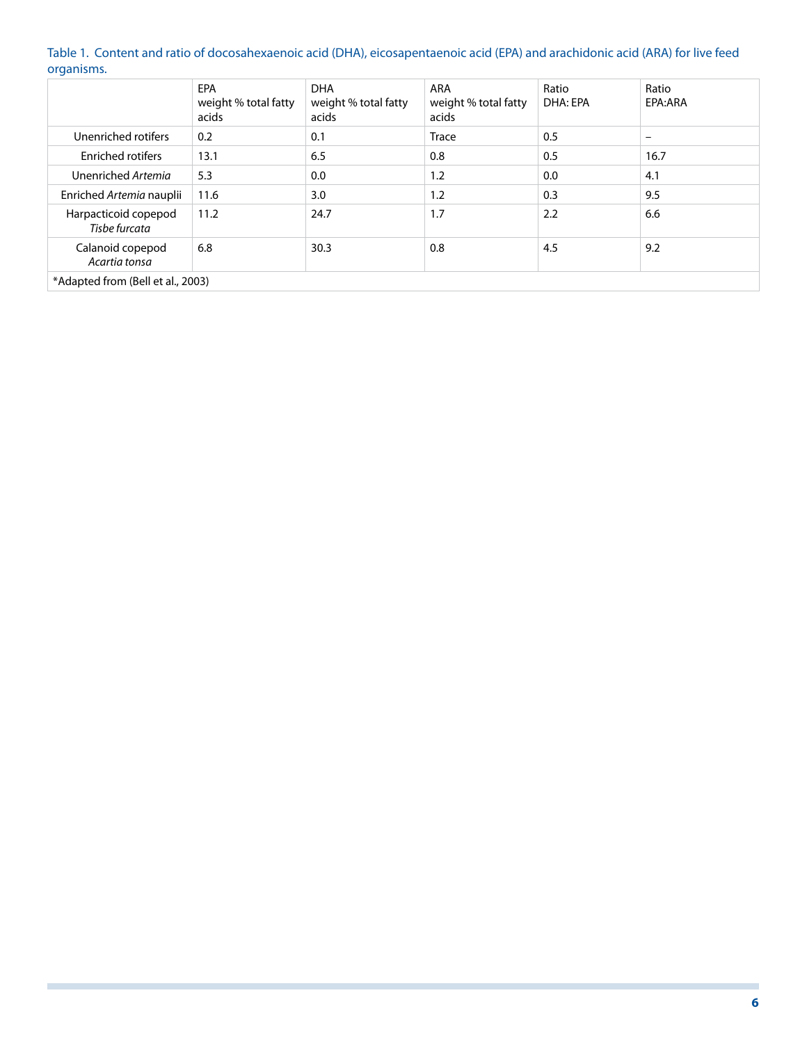Table 1. Content and ratio of docosahexaenoic acid (DHA), eicosapentaenoic acid (EPA) and arachidonic acid (ARA) for live feed organisms.

| | EPA weight % total fatty acids | DHA weight % total fatty acids | ARA weight % total fatty acids | Ratio DHA: EPA | Ratio EPA:ARA |
|---|---|---|---|---|---|
| Unenriched rotifers | 0.2 | 0.1 | Trace | 0.5 | – |
| Enriched rotifers | 13.1 | 6.5 | 0.8 | 0.5 | 16.7 |
| Unenriched *Artemia* | 5.3 | 0.0 | 1.2 | 0.0 | 4.1 |
| Enriched *Artemia* nauplii | 11.6 | 3.0 | 1.2 | 0.3 | 9.5 |
| Harpacticoid copepod *Tisbe furcata* | 11.2 | 24.7 | 1.7 | 2.2 | 6.6 |
| Calanoid copepod *Acartia tonsa* | 6.8 | 30.3 | 0.8 | 4.5 | 9.2 |

*Adapted from (Bell et al., 2003)